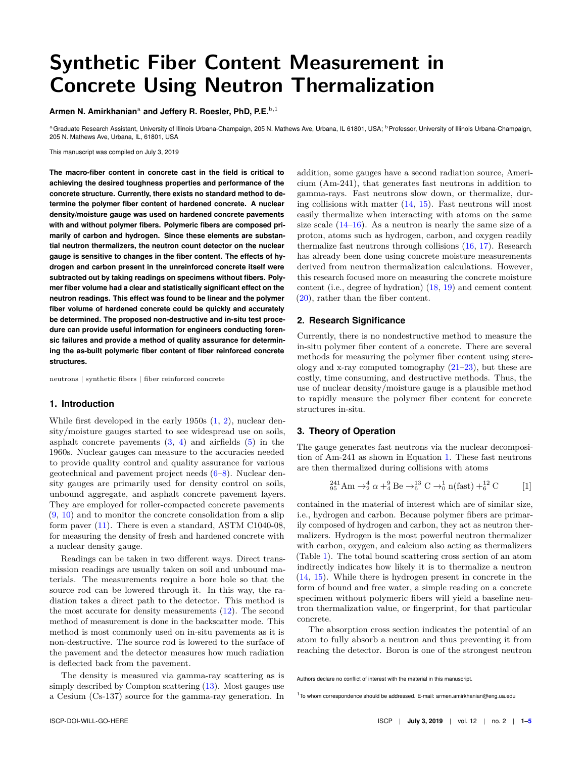# Synthetic Fiber Content Measurement in Concrete Using Neutron Thermalization

**Armen N. Amirkhanian[a] and Jeffery R. Roesler, PhD, P.E.[b,1]**

[a]Graduate Research Assistant, University of Illinois Urbana-Champaign, 205 N. Mathews Ave, Urbana, IL 61801, USA; [b]Professor, University of Illinois Urbana-Champaign, 205 N. Mathews Ave, Urbana, IL, 61801, USA

This manuscript was compiled on July 3, 2019

**The macro-fiber content in concrete cast in the field is critical to achieving the desired toughness properties and performance of the concrete structure. Currently, there exists no standard method to determine the polymer fiber content of hardened concrete. A nuclear density/moisture gauge was used on hardened concrete pavements with and without polymer fibers. Polymeric fibers are composed primarily of carbon and hydrogen. Since these elements are substantial neutron thermalizers, the neutron count detector on the nuclear gauge is sensitive to changes in the fiber content. The effects of hydrogen and carbon present in the unreinforced concrete itself were subtracted out by taking readings on specimens without fibers. Polymer fiber volume had a clear and statistically significant effect on the neutron readings. This effect was found to be linear and the polymer fiber volume of hardened concrete could be quickly and accurately be determined. The proposed non-destructive and in-situ test procedure can provide useful information for engineers conducting forensic failures and provide a method of quality assurance for determining the as-built polymeric fiber content of fiber reinforced concrete structures.**

neutrons | synthetic fibers | fiber reinforced concrete

## 1. Introduction

While first developed in the early 1950s (1, 2), nuclear density/moisture gauges started to see widespread use on soils, asphalt concrete pavements (3, 4) and airfields (5) in the 1960s. Nuclear gauges can measure to the accuracies needed to provide quality control and quality assurance for various geotechnical and pavement project needs (6–8). Nuclear density gauges are primarily used for density control on soils, unbound aggregate, and asphalt concrete pavement layers. They are employed for roller-compacted concrete pavements (9, 10) and to monitor the concrete consolidation from a slip form paver (11). There is even a standard, ASTM C1040-08, for measuring the density of fresh and hardened concrete with a nuclear density gauge.

Readings can be taken in two different ways. Direct transmission readings are usually taken on soil and unbound materials. The measurements require a bore hole so that the source rod can be lowered through it. In this way, the radiation takes a direct path to the detector. This method is the most accurate for density measurements (12). The second method of measurement is done in the backscatter mode. This method is most commonly used on in-situ pavements as it is non-destructive. The source rod is lowered to the surface of the pavement and the detector measures how much radiation is deflected back from the pavement.

The density is measured via gamma-ray scattering as is simply described by Compton scattering (13). Most gauges use a Cesium (Cs-137) source for the gamma-ray generation. In addition, some gauges have a second radiation source, Americium (Am-241), that generates fast neutrons in addition to gamma-rays. Fast neutrons slow down, or thermalize, during collisions with matter (14, 15). Fast neutrons will most easily thermalize when interacting with atoms on the same size scale (14–16). As a neutron is nearly the same size of a proton, atoms such as hydrogen, carbon, and oxygen readily thermalize fast neutrons through collisions (16, 17). Research has already been done using concrete moisture measurements derived from neutron thermalization calculations. However, this research focused more on measuring the concrete moisture content (i.e., degree of hydration) (18, 19) and cement content (20), rather than the fiber content.

## 2. Research Significance

Currently, there is no nondestructive method to measure the in-situ polymer fiber content of a concrete. There are several methods for measuring the polymer fiber content using stereology and x-ray computed tomography (21–23), but these are costly, time consuming, and destructive methods. Thus, the use of nuclear density/moisture gauge is a plausible method to rapidly measure the polymer fiber content for concrete structures in-situ.

## 3. Theory of Operation

The gauge generates fast neutrons via the nuclear decomposition of Am-241 as shown in Equation 1. These fast neutrons are then thermalized during collisions with atoms

$$^{241}_{95}\mathrm{Am} \rightarrow ^{4}_{2}\alpha + ^{9}_{4}\mathrm{Be} \rightarrow ^{13}_{6}\mathrm{C} \rightarrow ^{1}_{0}\mathrm{n(fast)} + ^{12}_{6}\mathrm{C} \qquad [1]$$

contained in the material of interest which are of similar size, i.e., hydrogen and carbon. Because polymer fibers are primarily composed of hydrogen and carbon, they act as neutron thermalizers. Hydrogen is the most powerful neutron thermalizer with carbon, oxygen, and calcium also acting as thermalizers (Table 1). The total bound scattering cross section of an atom indirectly indicates how likely it is to thermalize a neutron (14, 15). While there is hydrogen present in concrete in the form of bound and free water, a simple reading on a concrete specimen without polymeric fibers will yield a baseline neutron thermalization value, or fingerprint, for that particular concrete.

The absorption cross section indicates the potential of an atom to fully absorb a neutron and thus preventing it from reaching the detector. Boron is one of the strongest neutron

Authors declare no conflict of interest with the material in this manuscript.

[1]To whom correspondence should be addressed. E-mail: armen.amirkhanian@eng.ua.edu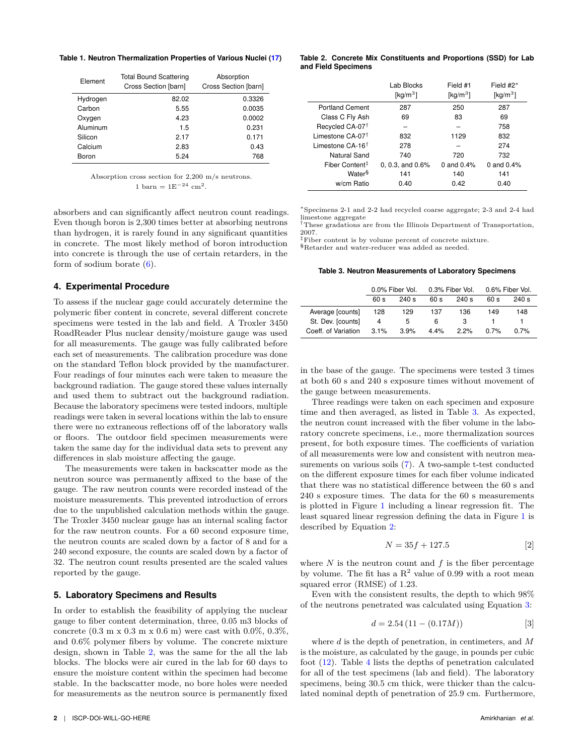**Table 1. Neutron Thermalization Properties of Various Nuclei (17)**

| Element | Total Bound Scattering Cross Section [barn] | Absorption Cross Section [barn] |
|---|---|---|
| Hydrogen | 82.02 | 0.3326 |
| Carbon | 5.55 | 0.0035 |
| Oxygen | 4.23 | 0.0002 |
| Aluminum | 1.5 | 0.231 |
| Silicon | 2.17 | 0.171 |
| Calcium | 2.83 | 0.43 |
| Boron | 5.24 | 768 |

Absorption cross section for 2,200 m/s neutrons.
1 barn = $1E^{-24}$ cm$^2$.

absorbers and can significantly affect neutron count readings. Even though boron is 2,300 times better at absorbing neutrons than hydrogen, it is rarely found in any significant quantities in concrete. The most likely method of boron introduction into concrete is through the use of certain retarders, in the form of sodium borate (6).

## 4. Experimental Procedure

To assess if the nuclear gage could accurately determine the polymeric fiber content in concrete, several different concrete specimens were tested in the lab and field. A Troxler 3450 RoadReader Plus nuclear density/moisture gauge was used for all measurements. The gauge was fully calibrated before each set of measurements. The calibration procedure was done on the standard Teflon block provided by the manufacturer. Four readings of four minutes each were taken to measure the background radiation. The gauge stored these values internally and used them to subtract out the background radiation. Because the laboratory specimens were tested indoors, multiple readings were taken in several locations within the lab to ensure there were no extraneous reflections off of the laboratory walls or floors. The outdoor field specimen measurements were taken the same day for the individual data sets to prevent any differences in slab moisture affecting the gauge.

The measurements were taken in backscatter mode as the neutron source was permanently affixed to the base of the gauge. The raw neutron counts were recorded instead of the moisture measurements. This prevented introduction of errors due to the unpublished calculation methods within the gauge. The Troxler 3450 nuclear gauge has an internal scaling factor for the raw neutron counts. For a 60 second exposure time, the neutron counts are scaled down by a factor of 8 and for a 240 second exposure, the counts are scaled down by a factor of 32. The neutron count results presented are the scaled values reported by the gauge.

## 5. Laboratory Specimens and Results

In order to establish the feasibility of applying the nuclear gauge to fiber content determination, three, 0.05 m3 blocks of concrete (0.3 m x 0.3 m x 0.6 m) were cast with 0.0%, 0.3%, and 0.6% polymer fibers by volume. The concrete mixture design, shown in Table 2, was the same for the all the lab blocks. The blocks were air cured in the lab for 60 days to ensure the moisture content within the specimen had become stable. In the backscatter mode, no bore holes were needed for measurements as the neutron source is permanently fixed in the base of the gauge. The specimens were tested 3 times at both 60 s and 240 s exposure times without movement of the gauge between measurements.

**Table 2. Concrete Mix Constituents and Proportions (SSD) for Lab and Field Specimens**

| | Lab Blocks [kg/m$^3$] | Field #1 [kg/m$^3$] | Field #2* [kg/m$^3$] |
|---|---|---|---|
| Portland Cement | 287 | 250 | 287 |
| Class C Fly Ash | 69 | 83 | 69 |
| Recycled CA-07[†] | – | – | 758 |
| Limestone CA-07[†] | 832 | 1129 | 832 |
| Limestone CA-16[†] | 278 | – | 274 |
| Natural Sand | 740 | 720 | 732 |
| Fiber Content[‡] | 0, 0.3, and 0.6% | 0 and 0.4% | 0 and 0.4% |
| Water[§] | 141 | 140 | 141 |
| w/cm Ratio | 0.40 | 0.42 | 0.40 |

*Specimens 2-1 and 2-2 had recycled coarse aggregate; 2-3 and 2-4 had limestone aggregate
[†]These gradations are from the Illinois Department of Transportation, 2007.
[‡]Fiber content is by volume percent of concrete mixture.
[§]Retarder and water-reducer was added as needed.

**Table 3. Neutron Measurements of Laboratory Specimens**

| | 0.0% Fiber Vol. | | 0.3% Fiber Vol. | | 0.6% Fiber Vol. | |
|---|---|---|---|---|---|---|
| | 60 s | 240 s | 60 s | 240 s | 60 s | 240 s |
| Average [counts] | 128 | 129 | 137 | 136 | 149 | 148 |
| St. Dev. [counts] | 4 | 5 | 6 | 3 | 1 | 1 |
| Coeff. of Variation | 3.1% | 3.9% | 4.4% | 2.2% | 0.7% | 0.7% |

Three readings were taken on each specimen and exposure time and then averaged, as listed in Table 3. As expected, the neutron count increased with the fiber volume in the laboratory concrete specimens, i.e., more thermalization sources present, for both exposure times. The coefficients of variation of all measurements were low and consistent with neutron measurements on various soils (7). A two-sample t-test conducted on the different exposure times for each fiber volume indicated that there was no statistical difference between the 60 s and 240 s exposure times. The data for the 60 s measurements is plotted in Figure 1 including a linear regression fit. The least squared linear regression defining the data in Figure 1 is described by Equation 2:

$$N = 35f + 127.5 \qquad [2]$$

where $N$ is the neutron count and $f$ is the fiber percentage by volume. The fit has a $R^2$ value of 0.99 with a root mean squared error (RMSE) of 1.23.

Even with the consistent results, the depth to which 98% of the neutrons penetrated was calculated using Equation 3:

$$d = 2.54\,(11 - (0.17M)) \qquad [3]$$

where $d$ is the depth of penetration, in centimeters, and $M$ is the moisture, as calculated by the gauge, in pounds per cubic foot (12). Table 4 lists the depths of penetration calculated for all of the test specimens (lab and field). The laboratory specimens, being 30.5 cm thick, were thicker than the calculated nominal depth of penetration of 25.9 cm. Furthermore,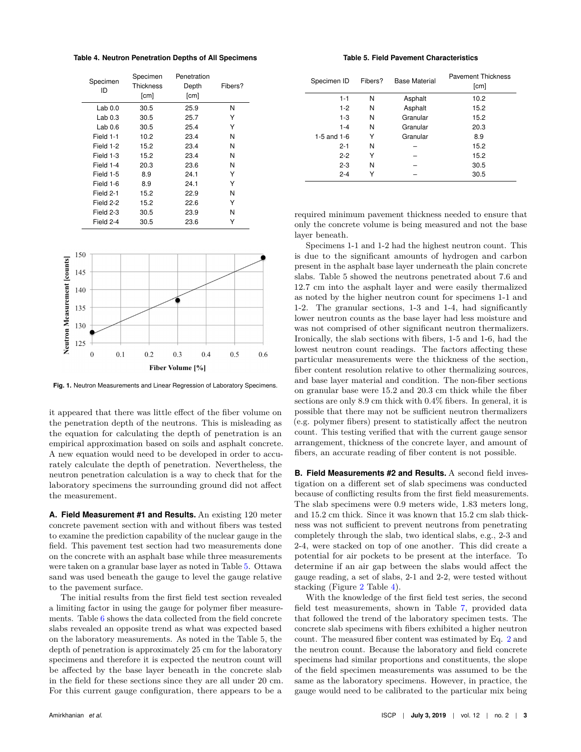**Table 4. Neutron Penetration Depths of All Specimens**

| Specimen ID | Specimen Thickness [cm] | Penetration Depth [cm] | Fibers? |
|---|---|---|---|
| Lab 0.0 | 30.5 | 25.9 | N |
| Lab 0.3 | 30.5 | 25.7 | Y |
| Lab 0.6 | 30.5 | 25.4 | Y |
| Field 1-1 | 10.2 | 23.4 | N |
| Field 1-2 | 15.2 | 23.4 | N |
| Field 1-3 | 15.2 | 23.4 | N |
| Field 1-4 | 20.3 | 23.6 | N |
| Field 1-5 | 8.9 | 24.1 | Y |
| Field 1-6 | 8.9 | 24.1 | Y |
| Field 2-1 | 15.2 | 22.9 | N |
| Field 2-2 | 15.2 | 22.6 | Y |
| Field 2-3 | 30.5 | 23.9 | N |
| Field 2-4 | 30.5 | 23.6 | Y |

**Fig. 1.** Neutron Measurements and Linear Regression of Laboratory Specimens.

it appeared that there was little effect of the fiber volume on the penetration depth of the neutrons. This is misleading as the equation for calculating the depth of penetration is an empirical approximation based on soils and asphalt concrete. A new equation would need to be developed in order to accurately calculate the depth of penetration. Nevertheless, the neutron penetration calculation is a way to check that for the laboratory specimens the surrounding ground did not affect the measurement.

**A. Field Measurement #1 and Results.** An existing 120 meter concrete pavement section with and without fibers was tested to examine the prediction capability of the nuclear gauge in the field. This pavement test section had two measurements done on the concrete with an asphalt base while three measurements were taken on a granular base layer as noted in Table 5. Ottawa sand was used beneath the gauge to level the gauge relative to the pavement surface.

The initial results from the first field test section revealed a limiting factor in using the gauge for polymer fiber measurements. Table 6 shows the data collected from the field concrete slabs revealed an opposite trend as what was expected based on the laboratory measurements. As noted in the Table 5, the depth of penetration is approximately 25 cm for the laboratory specimens and therefore it is expected the neutron count will be affected by the base layer beneath in the concrete slab in the field for these sections since they are all under 20 cm. For this current gauge configuration, there appears to be a required minimum pavement thickness needed to ensure that only the concrete volume is being measured and not the base layer beneath.

**Table 5. Field Pavement Characteristics**

| Specimen ID | Fibers? | Base Material | Pavement Thickness [cm] |
|---|---|---|---|
| 1-1 | N | Asphalt | 10.2 |
| 1-2 | N | Asphalt | 15.2 |
| 1-3 | N | Granular | 15.2 |
| 1-4 | N | Granular | 20.3 |
| 1-5 and 1-6 | Y | Granular | 8.9 |
| 2-1 | N | – | 15.2 |
| 2-2 | Y | – | 15.2 |
| 2-3 | N | – | 30.5 |
| 2-4 | Y | – | 30.5 |

Specimens 1-1 and 1-2 had the highest neutron count. This is due to the significant amounts of hydrogen and carbon present in the asphalt base layer underneath the plain concrete slabs. Table 5 showed the neutrons penetrated about 7.6 and 12.7 cm into the asphalt layer and were easily thermalized as noted by the higher neutron count for specimens 1-1 and 1-2. The granular sections, 1-3 and 1-4, had significantly lower neutron counts as the base layer had less moisture and was not comprised of other significant neutron thermalizers. Ironically, the slab sections with fibers, 1-5 and 1-6, had the lowest neutron count readings. The factors affecting these particular measurements were the thickness of the section, fiber content resolution relative to other thermalizing sources, and base layer material and condition. The non-fiber sections on granular base were 15.2 and 20.3 cm thick while the fiber sections are only 8.9 cm thick with 0.4% fibers. In general, it is possible that there may not be sufficient neutron thermalizers (e.g. polymer fibers) present to statistically affect the neutron count. This testing verified that with the current gauge sensor arrangement, thickness of the concrete layer, and amount of fibers, an accurate reading of fiber content is not possible.

**B. Field Measurements #2 and Results.** A second field investigation on a different set of slab specimens was conducted because of conflicting results from the first field measurements. The slab specimens were 0.9 meters wide, 1.83 meters long, and 15.2 cm thick. Since it was known that 15.2 cm slab thickness was not sufficient to prevent neutrons from penetrating completely through the slab, two identical slabs, 2-3 and 2-4, were stacked on top of one another. This did create a potential for air pockets to be present at the interface. To determine if an air gap between the slabs would affect the gauge reading, a set of slabs, 2-1 and 2-2, were tested without stacking (Figure 2 Table 4).

With the knowledge of the first field test series, the second field test measurements, shown in Table 7, provided data that followed the trend of the laboratory specimen tests. The concrete slab specimens with fibers exhibited a higher neutron count. The measured fiber content was estimated by Eq. 2 and the neutron count. Because the laboratory and field concrete specimens had similar proportions and constituents, the slope of the field specimen measurements was assumed to be the same as the laboratory specimens. However, in practice, the gauge would need to be calibrated to the particular mix being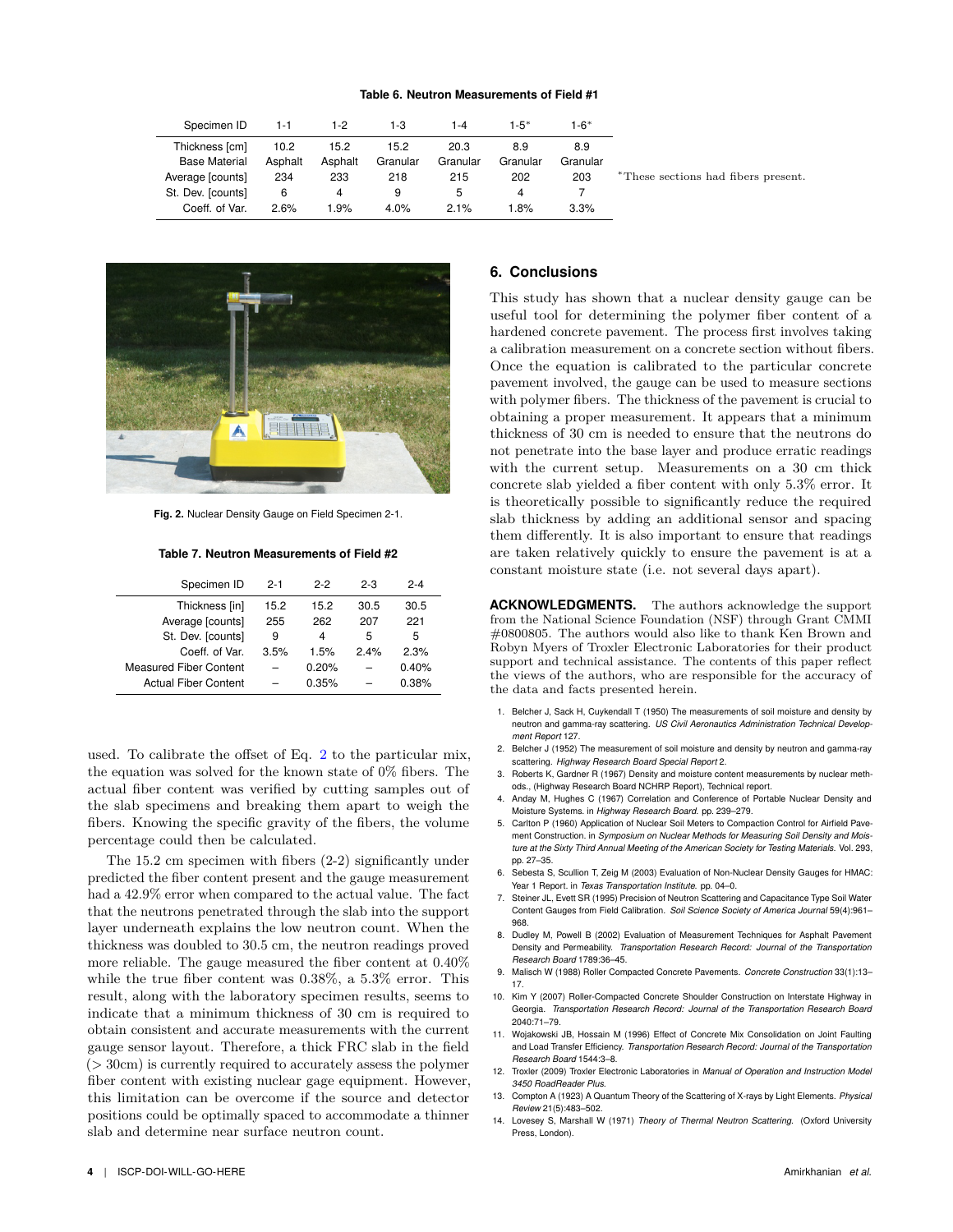**Table 6. Neutron Measurements of Field #1**

| Specimen ID | 1-1 | 1-2 | 1-3 | 1-4 | 1-5* | 1-6* |
|---|---|---|---|---|---|---|
| Thickness [cm] | 10.2 | 15.2 | 15.2 | 20.3 | 8.9 | 8.9 |
| Base Material | Asphalt | Asphalt | Granular | Granular | Granular | Granular |
| Average [counts] | 234 | 233 | 218 | 215 | 202 | 203 |
| St. Dev. [counts] | 6 | 4 | 9 | 5 | 4 | 7 |
| Coeff. of Var. | 2.6% | 1.9% | 4.0% | 2.1% | 1.8% | 3.3% |

*These sections had fibers present.

**Fig. 2.** Nuclear Density Gauge on Field Specimen 2-1.

**Table 7. Neutron Measurements of Field #2**

| Specimen ID | 2-1 | 2-2 | 2-3 | 2-4 |
|---|---|---|---|---|
| Thickness [in] | 15.2 | 15.2 | 30.5 | 30.5 |
| Average [counts] | 255 | 262 | 207 | 221 |
| St. Dev. [counts] | 9 | 4 | 5 | 5 |
| Coeff. of Var. | 3.5% | 1.5% | 2.4% | 2.3% |
| Measured Fiber Content | – | 0.20% | – | 0.40% |
| Actual Fiber Content | – | 0.35% | – | 0.38% |

used. To calibrate the offset of Eq. 2 to the particular mix, the equation was solved for the known state of 0% fibers. The actual fiber content was verified by cutting samples out of the slab specimens and breaking them apart to weigh the fibers. Knowing the specific gravity of the fibers, the volume percentage could then be calculated.

The 15.2 cm specimen with fibers (2-2) significantly under predicted the fiber content present and the gauge measurement had a 42.9% error when compared to the actual value. The fact that the neutrons penetrated through the slab into the support layer underneath explains the low neutron count. When the thickness was doubled to 30.5 cm, the neutron readings proved more reliable. The gauge measured the fiber content at 0.40% while the true fiber content was 0.38%, a 5.3% error. This result, along with the laboratory specimen results, seems to indicate that a minimum thickness of 30 cm is required to obtain consistent and accurate measurements with the current gauge sensor layout. Therefore, a thick FRC slab in the field ($>$ 30cm) is currently required to accurately assess the polymer fiber content with existing nuclear gage equipment. However, this limitation can be overcome if the source and detector positions could be optimally spaced to accommodate a thinner slab and determine near surface neutron count.

## 6. Conclusions

This study has shown that a nuclear density gauge can be useful tool for determining the polymer fiber content of a hardened concrete pavement. The process first involves taking a calibration measurement on a concrete section without fibers. Once the equation is calibrated to the particular concrete pavement involved, the gauge can be used to measure sections with polymer fibers. The thickness of the pavement is crucial to obtaining a proper measurement. It appears that a minimum thickness of 30 cm is needed to ensure that the neutrons do not penetrate into the base layer and produce erratic readings with the current setup. Measurements on a 30 cm thick concrete slab yielded a fiber content with only 5.3% error. It is theoretically possible to significantly reduce the required slab thickness by adding an additional sensor and spacing them differently. It is also important to ensure that readings are taken relatively quickly to ensure the pavement is at a constant moisture state (i.e. not several days apart).

**ACKNOWLEDGMENTS.** The authors acknowledge the support from the National Science Foundation (NSF) through Grant CMMI #0800805. The authors would also like to thank Ken Brown and Robyn Myers of Troxler Electronic Laboratories for their product support and technical assistance. The contents of this paper reflect the views of the authors, who are responsible for the accuracy of the data and facts presented herein.

1. Belcher J, Sack H, Cuykendall T (1950) The measurements of soil moisture and density by neutron and gamma-ray scattering. *US Civil Aeronautics Administration Technical Development Report* 127.
2. Belcher J (1952) The measurement of soil moisture and density by neutron and gamma-ray scattering. *Highway Research Board Special Report* 2.
3. Roberts K, Gardner R (1967) Density and moisture content measurements by nuclear methods., (Highway Research Board NCHRP Report), Technical report.
4. Anday M, Hughes C (1967) Correlation and Conference of Portable Nuclear Density and Moisture Systems. in *Highway Research Board.* pp. 239–279.
5. Carlton P (1960) Application of Nuclear Soil Meters to Compaction Control for Airfield Pavement Construction. in *Symposium on Nuclear Methods for Measuring Soil Density and Moisture at the Sixty Third Annual Meeting of the American Society for Testing Materials.* Vol. 293, pp. 27–35.
6. Sebesta S, Scullion T, Zeig M (2003) Evaluation of Non-Nuclear Density Gauges for HMAC: Year 1 Report. in *Texas Transportation Institute.* pp. 04–0.
7. Steiner JL, Evett SR (1995) Precision of Neutron Scattering and Capacitance Type Soil Water Content Gauges from Field Calibration. *Soil Science Society of America Journal* 59(4):961–968.
8. Dudley M, Powell B (2002) Evaluation of Measurement Techniques for Asphalt Pavement Density and Permeability. *Transportation Research Record: Journal of the Transportation Research Board* 1789:36–45.
9. Malisch W (1988) Roller Compacted Concrete Pavements. *Concrete Construction* 33(1):13–17.
10. Kim Y (2007) Roller-Compacted Concrete Shoulder Construction on Interstate Highway in Georgia. *Transportation Research Record: Journal of the Transportation Research Board* 2040:71–79.
11. Wojakowski JB, Hossain M (1996) Effect of Concrete Mix Consolidation on Joint Faulting and Load Transfer Efficiency. *Transportation Research Record: Journal of the Transportation Research Board* 1544:3–8.
12. Troxler (2009) Troxler Electronic Laboratories in *Manual of Operation and Instruction Model 3450 RoadReader Plus.*
13. Compton A (1923) A Quantum Theory of the Scattering of X-rays by Light Elements. *Physical Review* 21(5):483–502.
14. Lovesey S, Marshall W (1971) *Theory of Thermal Neutron Scattering.* (Oxford University Press, London).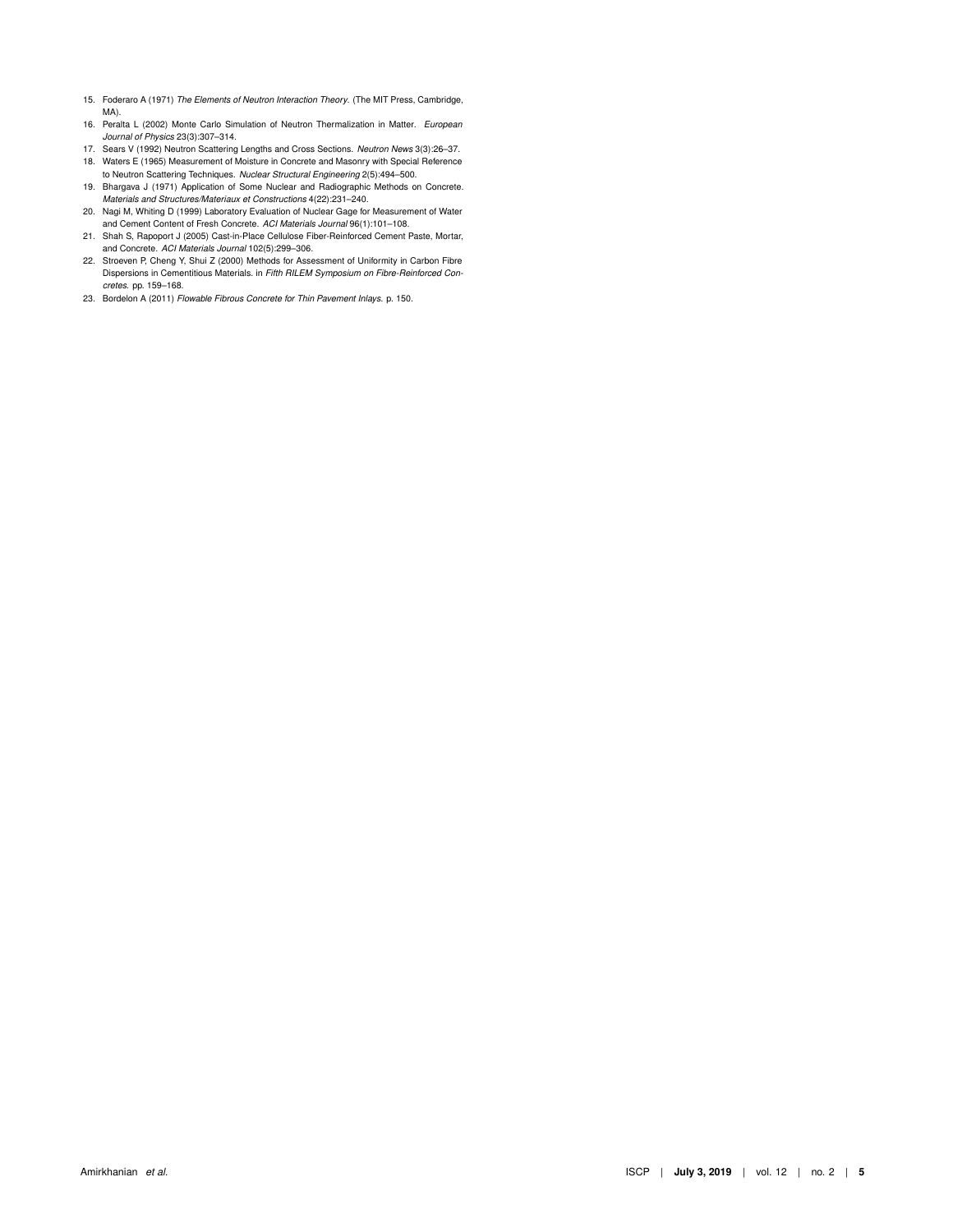15. Foderaro A (1971) *The Elements of Neutron Interaction Theory.* (The MIT Press, Cambridge, MA).
16. Peralta L (2002) Monte Carlo Simulation of Neutron Thermalization in Matter. *European Journal of Physics* 23(3):307–314.
17. Sears V (1992) Neutron Scattering Lengths and Cross Sections. *Neutron News* 3(3):26–37.
18. Waters E (1965) Measurement of Moisture in Concrete and Masonry with Special Reference to Neutron Scattering Techniques. *Nuclear Structural Engineering* 2(5):494–500.
19. Bhargava J (1971) Application of Some Nuclear and Radiographic Methods on Concrete. *Materials and Structures/Materiaux et Constructions* 4(22):231–240.
20. Nagi M, Whiting D (1999) Laboratory Evaluation of Nuclear Gage for Measurement of Water and Cement Content of Fresh Concrete. *ACI Materials Journal* 96(1):101–108.
21. Shah S, Rapoport J (2005) Cast-in-Place Cellulose Fiber-Reinforced Cement Paste, Mortar, and Concrete. *ACI Materials Journal* 102(5):299–306.
22. Stroeven P, Cheng Y, Shui Z (2000) Methods for Assessment of Uniformity in Carbon Fibre Dispersions in Cementitious Materials. in *Fifth RILEM Symposium on Fibre-Reinforced Concretes.* pp. 159–168.
23. Bordelon A (2011) *Flowable Fibrous Concrete for Thin Pavement Inlays.* p. 150.